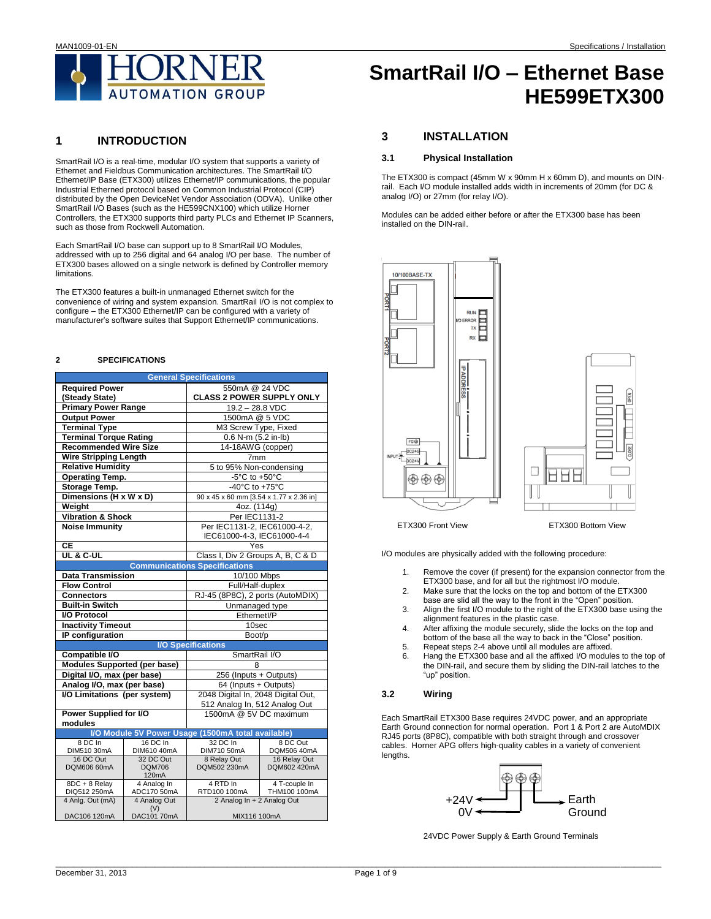# SmartRail I/O – Ethernet Base HE599ETX300

## 1 INTRODUCTION

SmartRail I/O is a real-time, modular I/O system that supports a variety of Ethernet and Fieldbus Communication architectures. The SmartRail I/O Ethernet/IP Base (ETX300) utilizes Ethernet/IP communications, the popular Industrial Etherned protocol based on Common Industrial Protocol (CIP) distributed by the Open DeviceNet Vendor Association (ODVA). Unlike other SmartRail I/O Bases (such as the HE599CNX100) which utilize Horner Controllers, the ETX300 supports third party PLCs and Ethernet IP Scanners, such as those from Rockwell Automation.

Each SmartRail I/O base can support up to 8 SmartRail I/O Modules, addressed with up to 256 digital and 64 analog I/O per base. The number of ETX300 bases allowed on a single network is defined by Controller memory limitations.

The ETX300 features a built-in unmanaged Ethernet switch for the convenience of wiring and system expansion. SmartRail I/O is not complex to configure – the ETX300 Ethernet/IP can be configured with a variety of manufacturer's software suites that Support Ethernet/IP communications.

## 2 SPECIFICATIONS

| General Specifications | | | |
|---|---|---|---|
| **Required Power (Steady State)** | 550mA @ 24 VDC **CLASS 2 POWER SUPPLY ONLY** | | |
| **Primary Power Range** | 19.2 – 28.8 VDC | | |
| **Output Power** | 1500mA @ 5 VDC | | |
| **Terminal Type** | M3 Screw Type, Fixed | | |
| **Terminal Torque Rating** | 0.6 N-m (5.2 in-lb) | | |
| **Recommended Wire Size** | 14-18AWG (copper) | | |
| **Wire Stripping Length** | 7mm | | |
| **Relative Humidity** | 5 to 95% Non-condensing | | |
| **Operating Temp.** | -5°C to +50°C | | |
| **Storage Temp.** | -40°C to +75°C | | |
| **Dimensions (H x W x D)** | 90 x 45 x 60 mm [3.54 x 1.77 x 2.36 in] | | |
| **Weight** | 4oz. (114g) | | |
| **Vibration & Shock** | Per IEC1131-2 | | |
| **Noise Immunity** | Per IEC1131-2, IEC61000-4-2, IEC61000-4-3, IEC61000-4-4 | | |
| **CE** | Yes | | |
| **UL & C-UL** | Class I, Div 2 Groups A, B, C & D | | |
| **Communications Specifications** | | | |
| **Data Transmission** | 10/100 Mbps | | |
| **Flow Control** | Full/Half-duplex | | |
| **Connectors** | RJ-45 (8P8C), 2 ports (AutoMDIX) | | |
| **Built-in Switch** | Unmanaged type | | |
| **I/O Protocol** | EthernetI/P | | |
| **Inactivity Timeout** | 10sec | | |
| **IP configuration** | Boot/p | | |
| **I/O Specifications** | | | |
| **Compatible I/O** | SmartRail I/O | | |
| **Modules Supported (per base)** | 8 | | |
| **Digital I/O, max (per base)** | 256 (Inputs + Outputs) | | |
| **Analog I/O, max (per base)** | 64 (Inputs + Outputs) | | |
| **I/O Limitations (per system)** | 2048 Digital In, 2048 Digital Out, 512 Analog In, 512 Analog Out | | |
| **Power Supplied for I/O modules** | 1500mA @ 5V DC maximum | | |
| **I/O Module 5V Power Usage (1500mA total available)** | | | |
| 8 DC In DIM510 30mA | 16 DC In DIM610 40mA | 32 DC In DIM710 50mA | 8 DC Out DQM506 40mA |
| 16 DC Out DQM606 60mA | 32 DC Out DQM706 120mA | 8 Relay Out DQM502 230mA | 16 Relay Out DQM602 420mA |
| 8DC + 8 Relay DIQ512 250mA | 4 Analog In ADC170 50mA | 4 RTD In RTD100 100mA | 4 T-couple In THM100 100mA |
| 4 Anlg. Out (mA) DAC106 120mA | 4 Analog Out (V) DAC101 70mA | 2 Analog In + 2 Analog Out MIX116 100mA | |

## 3 INSTALLATION

### 3.1 Physical Installation

The ETX300 is compact (45mm W x 90mm H x 60mm D), and mounts on DIN-rail. Each I/O module installed adds width in increments of 20mm (for DC & analog I/O) or 27mm (for relay I/O).

Modules can be added either before or after the ETX300 base has been installed on the DIN-rail.

ETX300 Front View

ETX300 Bottom View

I/O modules are physically added with the following procedure:

1. Remove the cover (if present) for the expansion connector from the ETX300 base, and for all but the rightmost I/O module.
2. Make sure that the locks on the top and bottom of the ETX300 base are slid all the way to the front in the "Open" position.
3. Align the first I/O module to the right of the ETX300 base using the alignment features in the plastic case.
4. After affixing the module securely, slide the locks on the top and bottom of the base all the way to back in the "Close" position.
5. Repeat steps 2-4 above until all modules are affixed.
6. Hang the ETX300 base and all the affixed I/O modules to the top of the DIN-rail, and secure them by sliding the DIN-rail latches to the "up" position.

### 3.2 Wiring

Each SmartRail ETX300 Base requires 24VDC power, and an appropriate Earth Ground connection for normal operation. Port 1 & Port 2 are AutoMDIX RJ45 ports (8P8C), compatible with both straight through and crossover cables. Horner APG offers high-quality cables in a variety of convenient lengths.

24VDC Power Supply & Earth Ground Terminals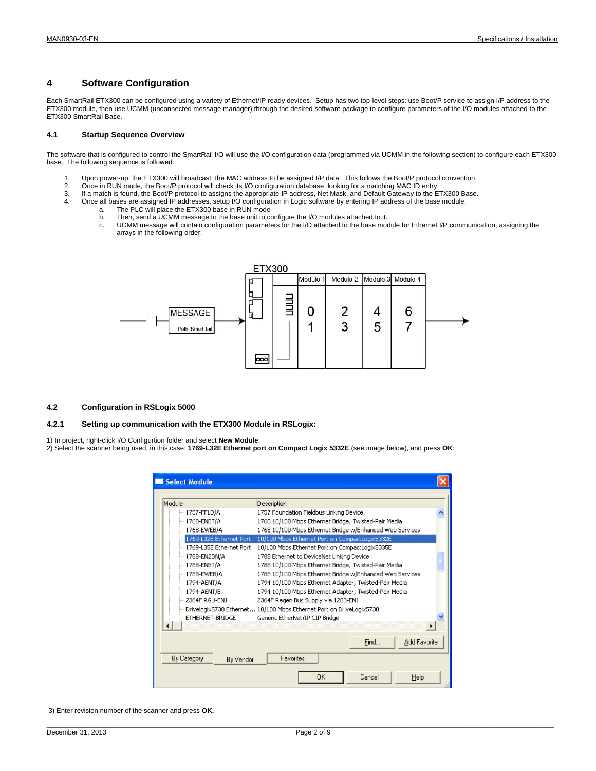# 4 Software Configuration

Each SmartRail ETX300 can be configured using a variety of Ethernet/IP ready devices. Setup has two top-level steps: use Boot/P service to assign I/P address to the ETX300 module, then use UCMM (unconnected message manager) through the desired software package to configure parameters of the I/O modules attached to the ETX300 SmartRail Base.

## 4.1 Startup Sequence Overview

The software that is configured to control the SmartRail I/O will use the I/O configuration data (programmed via UCMM in the following section) to configure each ETX300 base. The following sequence is followed:

1. Upon power-up, the ETX300 will broadcast the MAC address to be assigned I/P data. This follows the Boot/P protocol convention.
2. Once in RUN mode, the Boot/P protocol will check its I/O configuration database, looking for a matching MAC ID entry.
3. If a match is found, the Boot/P protocol to assigns the appropriate IP address, Net Mask, and Default Gateway to the ETX300 Base.
4. Once all bases are assigned IP addresses, setup I/O configuration in Logic software by entering IP address of the base module.
   a. The PLC will place the ETX300 base in RUN mode
   b. Then, send a UCMM message to the base unit to configure the I/O modules attached to it.
   c. UCMM message will contain configuration parameters for the I/O attached to the base module for Ethernet I/P communication, assigning the arrays in the following order:

## 4.2 Configuration in RSLogix 5000

### 4.2.1 Setting up communication with the ETX300 Module in RSLogix:

1) In project, right-click I/O Configurtion folder and select **New Module**.
2) Select the scanner being used, in this case: **1769-L32E Ethernet port on Compact Logix 5332E** (see image below), and press **OK**:

3) Enter revision number of the scanner and press **OK.**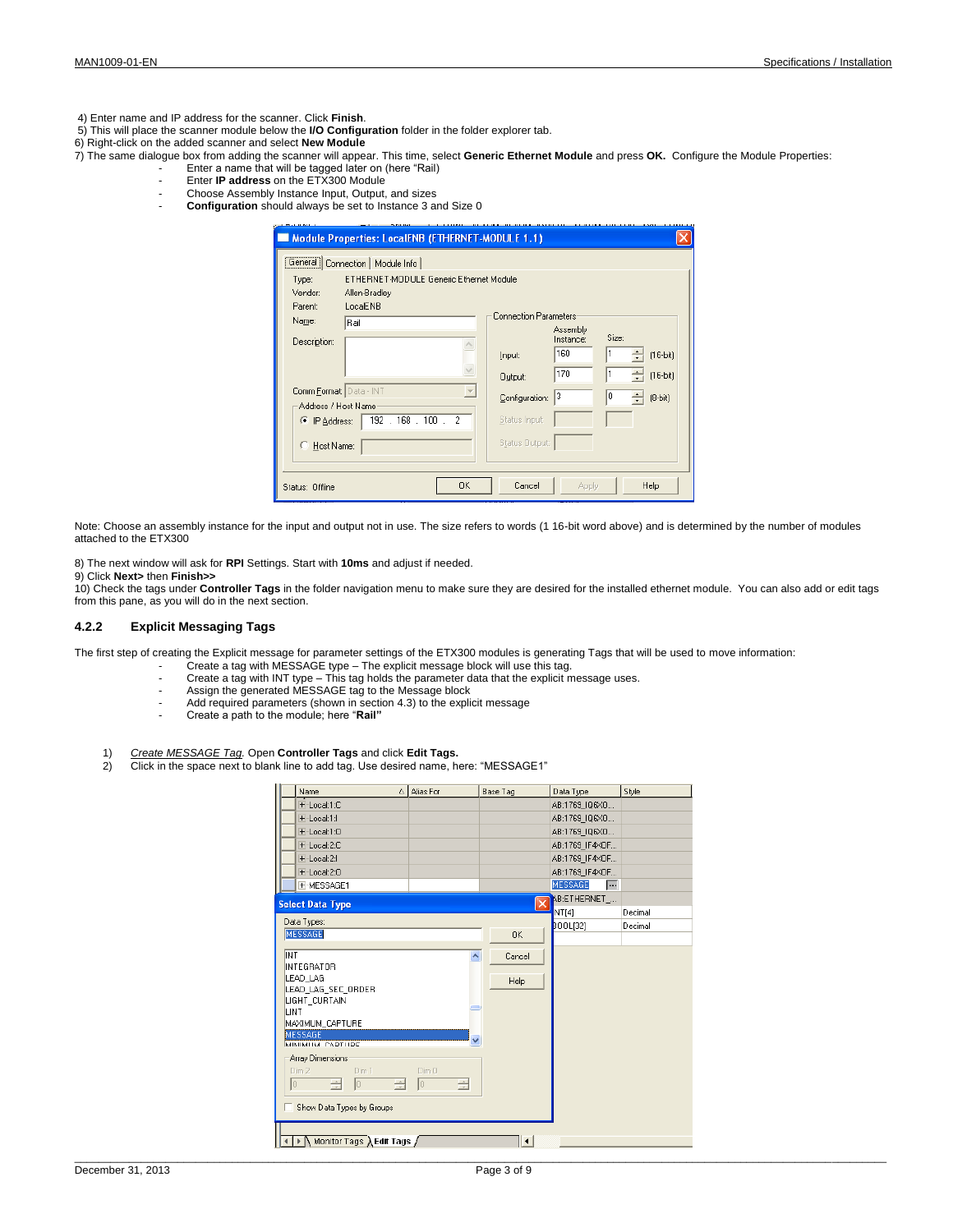4) Enter name and IP address for the scanner. Click **Finish**.
5) This will place the scanner module below the **I/O Configuration** folder in the folder explorer tab.
6) Right-click on the added scanner and select **New Module**
7) The same dialogue box from adding the scanner will appear. This time, select **Generic Ethernet Module** and press **OK.** Configure the Module Properties:

- Enter a name that will be tagged later on (here "Rail)
- Enter **IP address** on the ETX300 Module
- Choose Assembly Instance Input, Output, and sizes
- **Configuration** should always be set to Instance 3 and Size 0

Note: Choose an assembly instance for the input and output not in use. The size refers to words (1 16-bit word above) and is determined by the number of modules attached to the ETX300

8) The next window will ask for **RPI** Settings. Start with **10ms** and adjust if needed.
9) Click **Next>** then **Finish>>**
10) Check the tags under **Controller Tags** in the folder navigation menu to make sure they are desired for the installed ethernet module. You can also add or edit tags from this pane, as you will do in the next section.

### 4.2.2 Explicit Messaging Tags

The first step of creating the Explicit message for parameter settings of the ETX300 modules is generating Tags that will be used to move information:

- Create a tag with MESSAGE type – The explicit message block will use this tag.
- Create a tag with INT type – This tag holds the parameter data that the explicit message uses.
- Assign the generated MESSAGE tag to the Message block
- Add required parameters (shown in section 4.3) to the explicit message
- Create a path to the module; here "**Rail"**

1) *Create MESSAGE Tag.* Open **Controller Tags** and click **Edit Tags.**
2) Click in the space next to blank line to add tag. Use desired name, here: "MESSAGE1"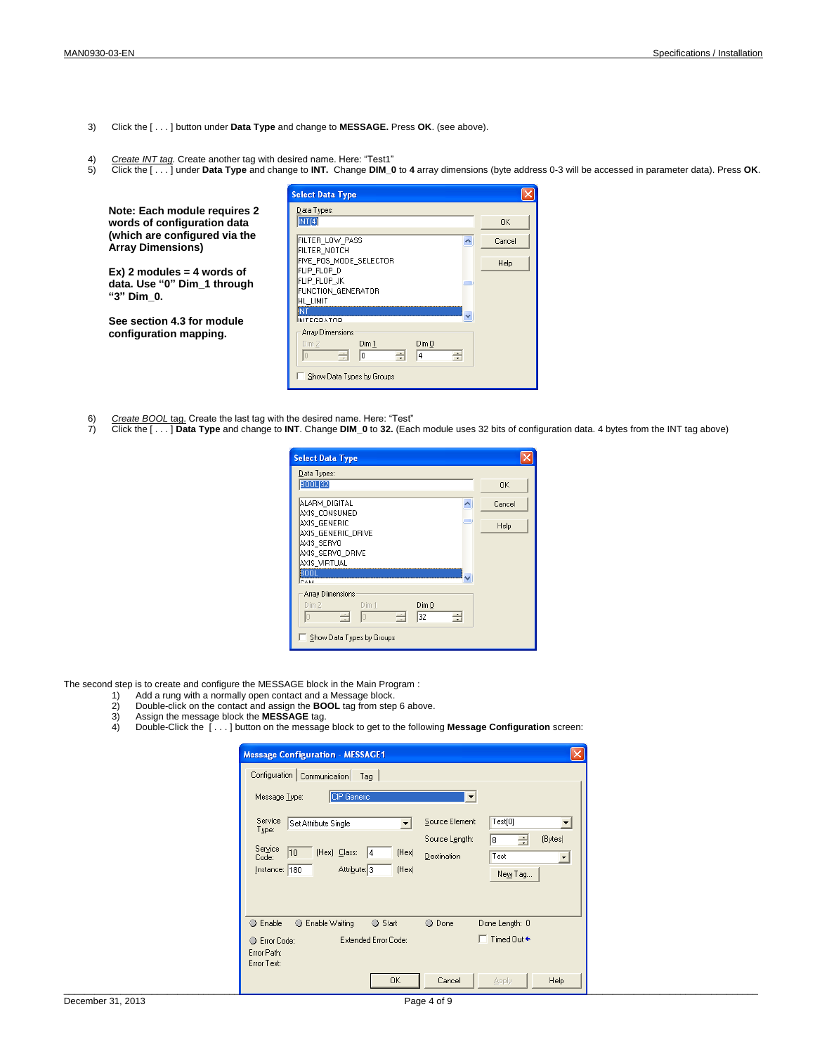3) Click the [ . . . ] button under **Data Type** and change to **MESSAGE.** Press **OK**. (see above).

4) *Create INT tag*. Create another tag with desired name. Here: "Test1"
5) Click the [ . . . ] under **Data Type** and change to **INT.** Change **DIM_0** to **4** array dimensions (byte address 0-3 will be accessed in parameter data). Press **OK**.

**Note: Each module requires 2 words of configuration data (which are configured via the Array Dimensions)**

**Ex) 2 modules = 4 words of data. Use "0" Dim_1 through "3" Dim_0.**

**See section 4.3 for module configuration mapping.**

6) *Create BOOL tag.* Create the last tag with the desired name. Here: "Test"
7) Click the [ . . . ] **Data Type** and change to **INT**. Change **DIM_0** to **32.** (Each module uses 32 bits of configuration data. 4 bytes from the INT tag above)

The second step is to create and configure the MESSAGE block in the Main Program :

1) Add a rung with a normally open contact and a Message block.
2) Double-click on the contact and assign the **BOOL** tag from step 6 above.
3) Assign the message block the **MESSAGE** tag.
4) Double-Click the [ . . . ] button on the message block to get to the following **Message Configuration** screen: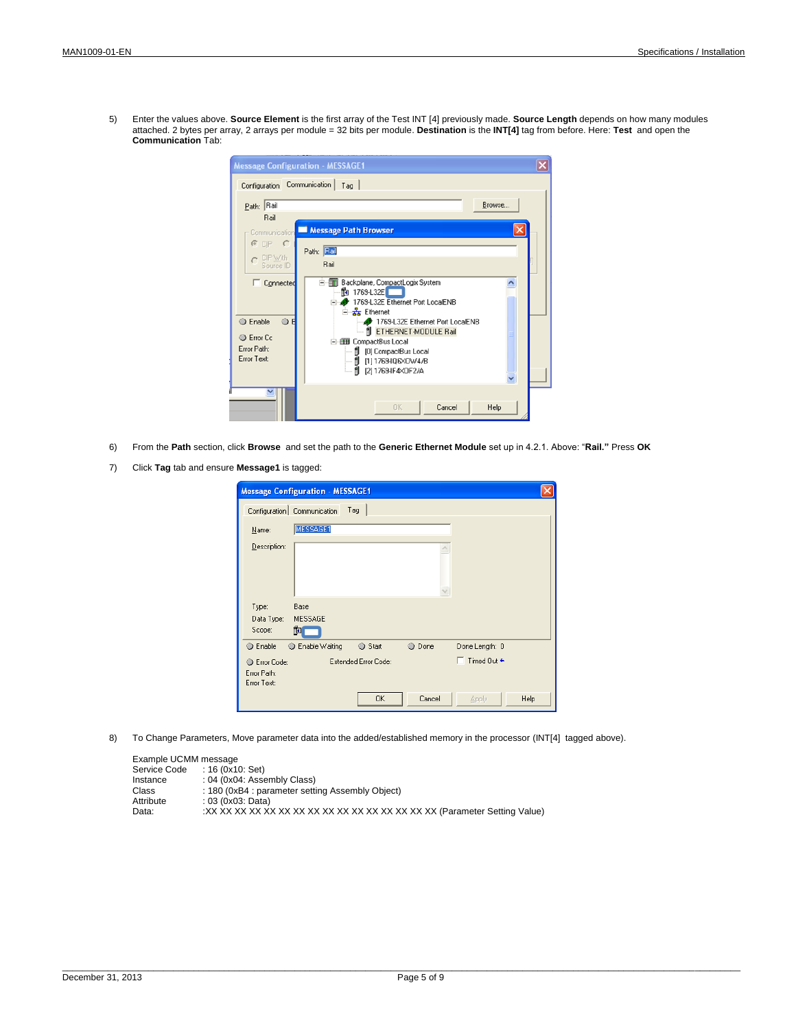5) Enter the values above. **Source Element** is the first array of the Test INT [4] previously made. **Source Length** depends on how many modules attached. 2 bytes per array, 2 arrays per module = 32 bits per module. **Destination** is the **INT[4]** tag from before. Here: **Test** and open the **Communication** Tab:

6) From the **Path** section, click **Browse** and set the path to the **Generic Ethernet Module** set up in 4.2.1. Above: "**Rail.**" Press **OK**

7) Click **Tag** tab and ensure **Message1** is tagged:

8) To Change Parameters, Move parameter data into the added/established memory in the processor (INT[4] tagged above).

Example UCMM message

| | |
|---|---|
| Service Code | : 16 (0x10: Set) |
| Instance | : 04 (0x04: Assembly Class) |
| Class | : 180 (0xB4 : parameter setting Assembly Object) |
| Attribute | : 03 (0x03: Data) |
| Data: | :XX XX XX XX XX XX XX XX XX XX XX XX XX XX XX XX (Parameter Setting Value) |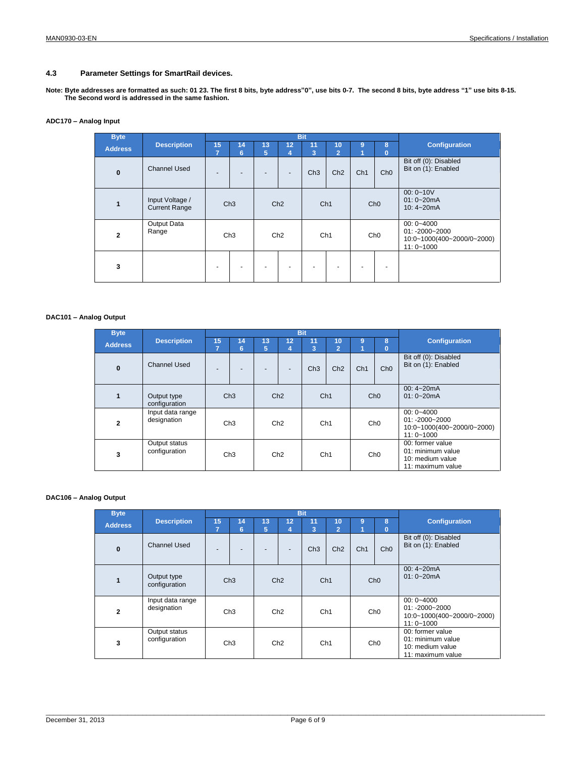## 4.3 Parameter Settings for SmartRail devices.

**Note: Byte addresses are formatted as such: 01 23. The first 8 bits, byte address"0", use bits 0-7. The second 8 bits, byte address "1" use bits 8-15. The Second word is addressed in the same fashion.**

**ADC170 – Analog Input**

| Byte Address | Description | Bit 15 / 7 | Bit 14 / 6 | Bit 13 / 5 | Bit 12 / 4 | Bit 11 / 3 | Bit 10 / 2 | Bit 9 / 1 | Bit 8 / 0 | Configuration |
|---|---|---|---|---|---|---|---|---|---|---|
| **0** | Channel Used | - | - | - | - | Ch3 | Ch2 | Ch1 | Ch0 | Bit off (0): Disabled<br>Bit on (1): Enabled |
| **1** | Input Voltage / Current Range | Ch3 | | Ch2 | | Ch1 | | Ch0 | | 00: 0~10V<br>01: 0~20mA<br>10: 4~20mA |
| **2** | Output Data Range | Ch3 | | Ch2 | | Ch1 | | Ch0 | | 00: 0~4000<br>01: -2000~2000<br>10:0~1000(400~2000/0~2000)<br>11: 0~1000 |
| **3** | | - | - | - | - | - | - | - | - | |

**DAC101 – Analog Output**

| Byte Address | Description | Bit 15 / 7 | Bit 14 / 6 | Bit 13 / 5 | Bit 12 / 4 | Bit 11 / 3 | Bit 10 / 2 | Bit 9 / 1 | Bit 8 / 0 | Configuration |
|---|---|---|---|---|---|---|---|---|---|---|
| **0** | Channel Used | - | - | - | - | Ch3 | Ch2 | Ch1 | Ch0 | Bit off (0): Disabled<br>Bit on (1): Enabled |
| **1** | Output type configuration | Ch3 | | Ch2 | | Ch1 | | Ch0 | | 00: 4~20mA<br>01: 0~20mA |
| **2** | Input data range designation | Ch3 | | Ch2 | | Ch1 | | Ch0 | | 00: 0~4000<br>01: -2000~2000<br>10:0~1000(400~2000/0~2000)<br>11: 0~1000 |
| **3** | Output status configuration | Ch3 | | Ch2 | | Ch1 | | Ch0 | | 00: former value<br>01: minimum value<br>10: medium value<br>11: maximum value |

**DAC106 – Analog Output**

| Byte Address | Description | Bit 15 / 7 | Bit 14 / 6 | Bit 13 / 5 | Bit 12 / 4 | Bit 11 / 3 | Bit 10 / 2 | Bit 9 / 1 | Bit 8 / 0 | Configuration |
|---|---|---|---|---|---|---|---|---|---|---|
| **0** | Channel Used | - | - | - | - | Ch3 | Ch2 | Ch1 | Ch0 | Bit off (0): Disabled<br>Bit on (1): Enabled |
| **1** | Output type configuration | Ch3 | | Ch2 | | Ch1 | | Ch0 | | 00: 4~20mA<br>01: 0~20mA |
| **2** | Input data range designation | Ch3 | | Ch2 | | Ch1 | | Ch0 | | 00: 0~4000<br>01: -2000~2000<br>10:0~1000(400~2000/0~2000)<br>11: 0~1000 |
| **3** | Output status configuration | Ch3 | | Ch2 | | Ch1 | | Ch0 | | 00: former value<br>01: minimum value<br>10: medium value<br>11: maximum value |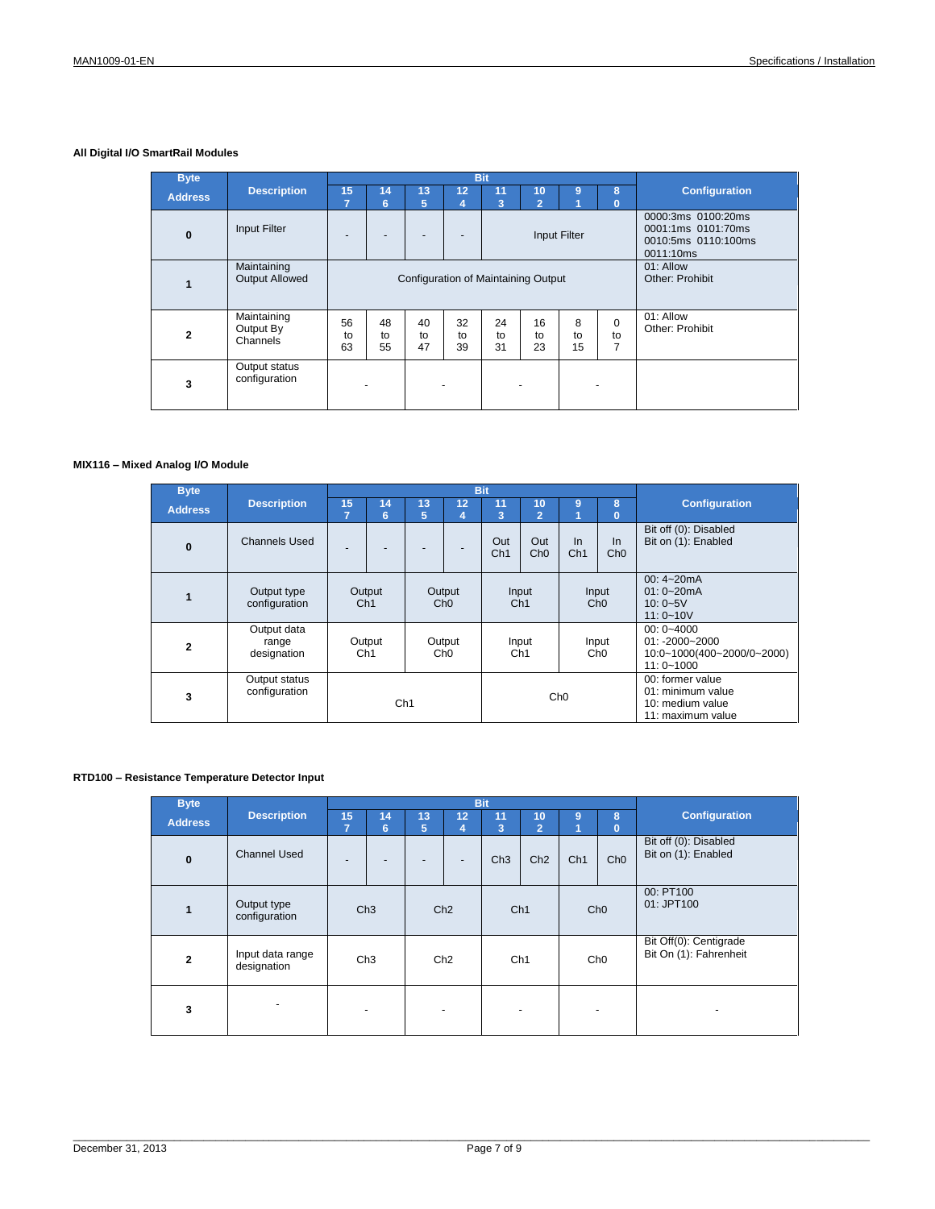**All Digital I/O SmartRail Modules**

| Byte Address | Description | Bit 15 / 7 | 14 / 6 | 13 / 5 | 12 / 4 | 11 / 3 | 10 / 2 | 9 / 1 | 8 / 0 | Configuration |
|---|---|---|---|---|---|---|---|---|---|---|
| **0** | Input Filter | - | - | - | - | Input Filter | | | | 0000:3ms 0100:20ms<br>0001:1ms 0101:70ms<br>0010:5ms 0110:100ms<br>0011:10ms |
| **1** | Maintaining Output Allowed | Configuration of Maintaining Output | | | | | | | | 01: Allow<br>Other: Prohibit |
| **2** | Maintaining Output By Channels | 56 to 63 | 48 to 55 | 40 to 47 | 32 to 39 | 24 to 31 | 16 to 23 | 8 to 15 | 0 to 7 | 01: Allow<br>Other: Prohibit |
| **3** | Output status configuration | - | | - | | - | | - | | |

**MIX116 – Mixed Analog I/O Module**

| Byte Address | Description | Bit 15 / 7 | 14 / 6 | 13 / 5 | 12 / 4 | 11 / 3 | 10 / 2 | 9 / 1 | 8 / 0 | Configuration |
|---|---|---|---|---|---|---|---|---|---|---|
| **0** | Channels Used | - | - | - | - | Out Ch1 | Out Ch0 | In Ch1 | In Ch0 | Bit off (0): Disabled<br>Bit on (1): Enabled |
| **1** | Output type configuration | Output Ch1 | | Output Ch0 | | Input Ch1 | | Input Ch0 | | 00: 4~20mA<br>01: 0~20mA<br>10: 0~5V<br>11: 0~10V |
| **2** | Output data range designation | Output Ch1 | | Output Ch0 | | Input Ch1 | | Input Ch0 | | 00: 0~4000<br>01: -2000~2000<br>10:0~1000(400~2000/0~2000)<br>11: 0~1000 |
| **3** | Output status configuration | Ch1 | | | | Ch0 | | | | 00: former value<br>01: minimum value<br>10: medium value<br>11: maximum value |

**RTD100 – Resistance Temperature Detector Input**

| Byte Address | Description | Bit 15 / 7 | 14 / 6 | 13 / 5 | 12 / 4 | 11 / 3 | 10 / 2 | 9 / 1 | 8 / 0 | Configuration |
|---|---|---|---|---|---|---|---|---|---|---|
| **0** | Channel Used | - | - | - | - | Ch3 | Ch2 | Ch1 | Ch0 | Bit off (0): Disabled<br>Bit on (1): Enabled |
| **1** | Output type configuration | Ch3 | | Ch2 | | Ch1 | | Ch0 | | 00: PT100<br>01: JPT100 |
| **2** | Input data range designation | Ch3 | | Ch2 | | Ch1 | | Ch0 | | Bit Off(0): Centigrade<br>Bit On (1): Fahrenheit |
| **3** | - | - | | - | | - | | - | | - |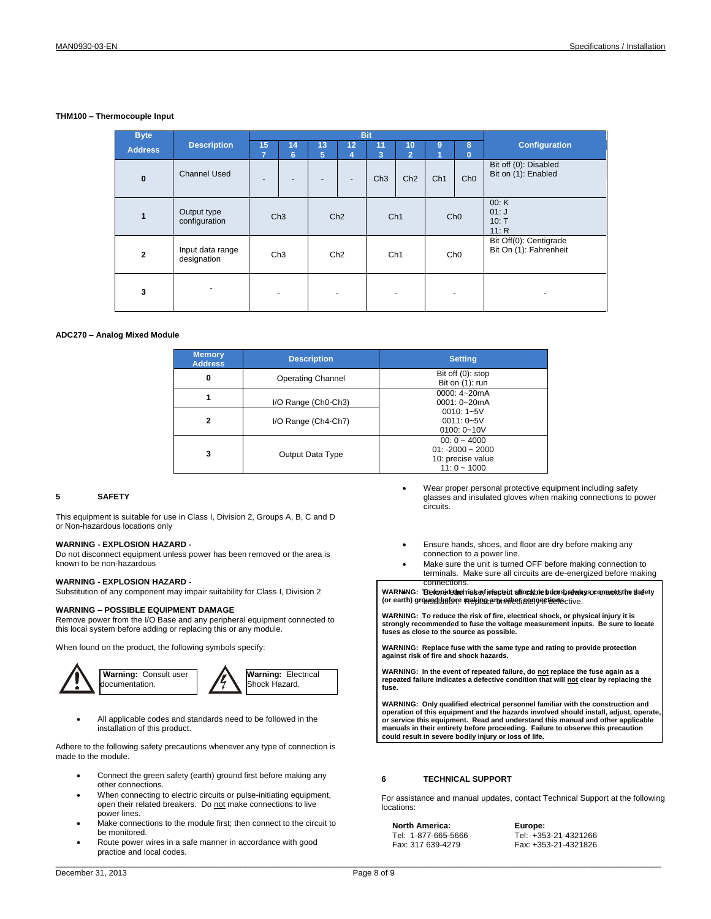**THM100 – Thermocouple Input**

| Byte Address | Description | Bit 15 / 7 | Bit 14 / 6 | Bit 13 / 5 | Bit 12 / 4 | Bit 11 / 3 | Bit 10 / 2 | Bit 9 / 1 | Bit 8 / 0 | Configuration |
|---|---|---|---|---|---|---|---|---|---|---|
| **0** | Channel Used | - | - | - | - | Ch3 | Ch2 | Ch1 | Ch0 | Bit off (0): Disabled<br>Bit on (1): Enabled |
| **1** | Output type configuration | Ch3 | | Ch2 | | Ch1 | | Ch0 | | 00: K<br>01: J<br>10: T<br>11: R |
| **2** | Input data range designation | Ch3 | | Ch2 | | Ch1 | | Ch0 | | Bit Off(0): Centigrade<br>Bit On (1): Fahrenheit |
| **3** | - | - | | - | | - | | - | | - |

**ADC270 – Analog Mixed Module**

| Memory Address | Description | Setting |
|---|---|---|
| **0** | Operating Channel | Bit off (0): stop<br>Bit on (1): run |
| **1** | I/O Range (Ch0-Ch3) | 0000: 4~20mA<br>0001: 0~20mA<br>0010: 1~5V<br>0011: 0~5V<br>0100: 0~10V |
| **2** | I/O Range (Ch4-Ch7) | |
| **3** | Output Data Type | 00: 0 ~ 4000<br>01: -2000 ~ 2000<br>10: precise value<br>11: 0 ~ 1000 |

## 5 SAFETY

This equipment is suitable for use in Class I, Division 2, Groups A, B, C and D or Non-hazardous locations only

**WARNING - EXPLOSION HAZARD -**
Do not disconnect equipment unless power has been removed or the area is known to be non-hazardous

**WARNING - EXPLOSION HAZARD -**
Substitution of any component may impair suitability for Class I, Division 2

**WARNING – POSSIBLE EQUIPMENT DAMAGE**
Remove power from the I/O Base and any peripheral equipment connected to this local system before adding or replacing this or any module.

When found on the product, the following symbols specify:

**Warning:** Consult user documentation.

**Warning:** Electrical Shock Hazard.

- All applicable codes and standards need to be followed in the installation of this product.

Adhere to the following safety precautions whenever any type of connection is made to the module.

- Connect the green safety (earth) ground first before making any other connections.
- When connecting to electric circuits or pulse-initiating equipment, open their related breakers. Do not make connections to live power lines.
- Make connections to the module first; then connect to the circuit to be monitored.
- Route power wires in a safe manner in accordance with good practice and local codes.
- Wear proper personal protective equipment including safety glasses and insulated gloves when making connections to power circuits.
- Ensure hands, shoes, and floor are dry before making any connection to a power line.
- Make sure the unit is turned OFF before making connection to terminals. Make sure all circuits are de-energized before making connections.
- Before each use, inspect all cables for breaks or cracks in the insulation. Replace immediately if defective.

**WARNING: To avoid the risk of electric shock or burns, always connect the safety (or earth) ground before making any other connections.**

**WARNING: To reduce the risk of fire, electrical shock, or physical injury it is strongly recommended to fuse the voltage measurement inputs. Be sure to locate fuses as close to the source as possible.**

**WARNING: Replace fuse with the same type and rating to provide protection against risk of fire and shock hazards.**

**WARNING: In the event of repeated failure, do not replace the fuse again as a repeated failure indicates a defective condition that will not clear by replacing the fuse.**

**WARNING: Only qualified electrical personnel familiar with the construction and operation of this equipment and the hazards involved should install, adjust, operate, or service this equipment. Read and understand this manual and other applicable manuals in their entirety before proceeding. Failure to observe this precaution could result in severe bodily injury or loss of life.**

## 6 TECHNICAL SUPPORT

For assistance and manual updates, contact Technical Support at the following locations:

**North America:**
Tel: 1-877-665-5666
Fax: 317 639-4279

**Europe:**
Tel: +353-21-4321266
Fax: +353-21-4321826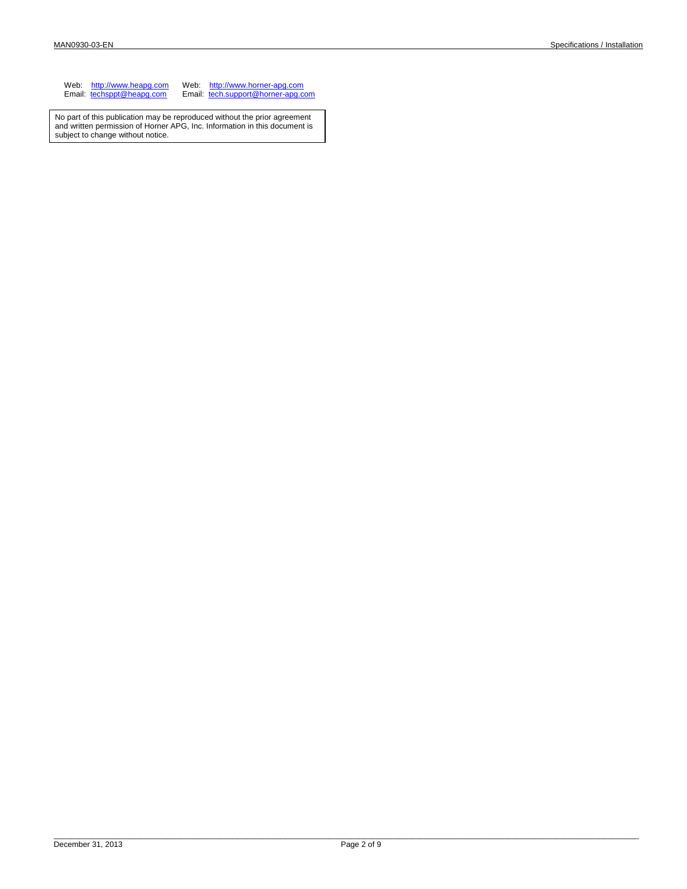| | |
|---|---|
| Web: http://www.heapg.com | Web: http://www.horner-apg.com |
| Email: techsppt@heapg.com | Email: tech.support@horner-apg.com |

No part of this publication may be reproduced without the prior agreement and written permission of Horner APG, Inc. Information in this document is subject to change without notice.